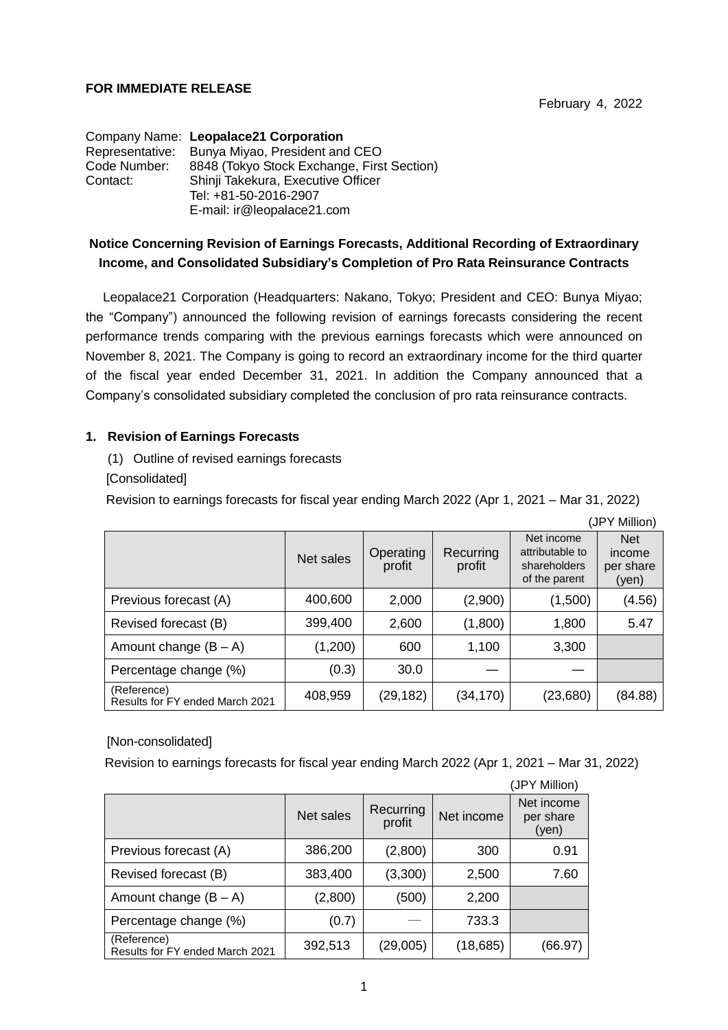**FOR IMMEDIATE RELEASE**

February 4, 2022

Company Name: **Leopalace21 Corporation**
Representative: Bunya Miyao, President and CEO
Code Number: 8848 (Tokyo Stock Exchange, First Section)
Contact: Shinji Takekura, Executive Officer
Tel: +81-50-2016-2907
E-mail: ir@leopalace21.com

## Notice Concerning Revision of Earnings Forecasts, Additional Recording of Extraordinary Income, and Consolidated Subsidiary's Completion of Pro Rata Reinsurance Contracts

Leopalace21 Corporation (Headquarters: Nakano, Tokyo; President and CEO: Bunya Miyao; the "Company") announced the following revision of earnings forecasts considering the recent performance trends comparing with the previous earnings forecasts which were announced on November 8, 2021. The Company is going to record an extraordinary income for the third quarter of the fiscal year ended December 31, 2021. In addition the Company announced that a Company's consolidated subsidiary completed the conclusion of pro rata reinsurance contracts.

### 1. Revision of Earnings Forecasts

(1) Outline of revised earnings forecasts

[Consolidated]

Revision to earnings forecasts for fiscal year ending March 2022 (Apr 1, 2021 – Mar 31, 2022)

(JPY Million)

| | Net sales | Operating profit | Recurring profit | Net income attributable to shareholders of the parent | Net income per share (yen) |
|---|---|---|---|---|---|
| Previous forecast (A) | 400,600 | 2,000 | (2,900) | (1,500) | (4.56) |
| Revised forecast (B) | 399,400 | 2,600 | (1,800) | 1,800 | 5.47 |
| Amount change (B – A) | (1,200) | 600 | 1,100 | 3,300 | |
| Percentage change (%) | (0.3) | 30.0 | — | — | |
| (Reference) Results for FY ended March 2021 | 408,959 | (29,182) | (34,170) | (23,680) | (84.88) |

[Non-consolidated]

Revision to earnings forecasts for fiscal year ending March 2022 (Apr 1, 2021 – Mar 31, 2022)

(JPY Million)

| | Net sales | Recurring profit | Net income | Net income per share (yen) |
|---|---|---|---|---|
| Previous forecast (A) | 386,200 | (2,800) | 300 | 0.91 |
| Revised forecast (B) | 383,400 | (3,300) | 2,500 | 7.60 |
| Amount change (B – A) | (2,800) | (500) | 2,200 | |
| Percentage change (%) | (0.7) | — | 733.3 | |
| (Reference) Results for FY ended March 2021 | 392,513 | (29,005) | (18,685) | (66.97) |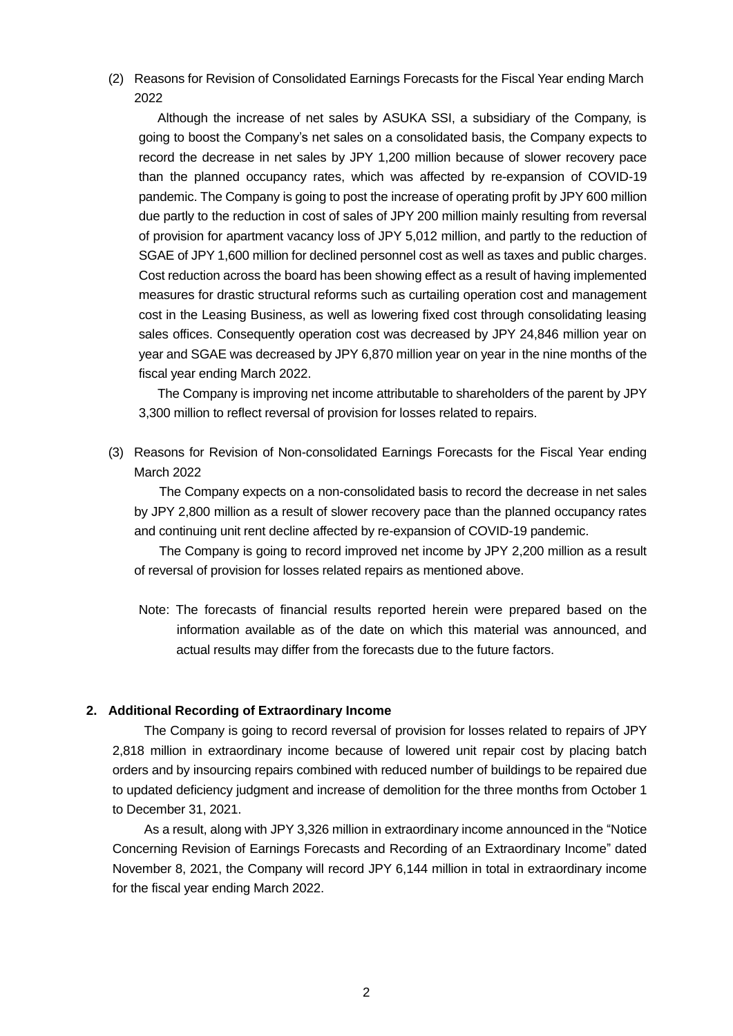(2) Reasons for Revision of Consolidated Earnings Forecasts for the Fiscal Year ending March 2022

Although the increase of net sales by ASUKA SSI, a subsidiary of the Company, is going to boost the Company's net sales on a consolidated basis, the Company expects to record the decrease in net sales by JPY 1,200 million because of slower recovery pace than the planned occupancy rates, which was affected by re-expansion of COVID-19 pandemic. The Company is going to post the increase of operating profit by JPY 600 million due partly to the reduction in cost of sales of JPY 200 million mainly resulting from reversal of provision for apartment vacancy loss of JPY 5,012 million, and partly to the reduction of SGAE of JPY 1,600 million for declined personnel cost as well as taxes and public charges. Cost reduction across the board has been showing effect as a result of having implemented measures for drastic structural reforms such as curtailing operation cost and management cost in the Leasing Business, as well as lowering fixed cost through consolidating leasing sales offices. Consequently operation cost was decreased by JPY 24,846 million year on year and SGAE was decreased by JPY 6,870 million year on year in the nine months of the fiscal year ending March 2022.

The Company is improving net income attributable to shareholders of the parent by JPY 3,300 million to reflect reversal of provision for losses related to repairs.

(3) Reasons for Revision of Non-consolidated Earnings Forecasts for the Fiscal Year ending March 2022

The Company expects on a non-consolidated basis to record the decrease in net sales by JPY 2,800 million as a result of slower recovery pace than the planned occupancy rates and continuing unit rent decline affected by re-expansion of COVID-19 pandemic.

The Company is going to record improved net income by JPY 2,200 million as a result of reversal of provision for losses related repairs as mentioned above.

Note: The forecasts of financial results reported herein were prepared based on the information available as of the date on which this material was announced, and actual results may differ from the forecasts due to the future factors.

## 2. Additional Recording of Extraordinary Income

The Company is going to record reversal of provision for losses related to repairs of JPY 2,818 million in extraordinary income because of lowered unit repair cost by placing batch orders and by insourcing repairs combined with reduced number of buildings to be repaired due to updated deficiency judgment and increase of demolition for the three months from October 1 to December 31, 2021.

As a result, along with JPY 3,326 million in extraordinary income announced in the "Notice Concerning Revision of Earnings Forecasts and Recording of an Extraordinary Income" dated November 8, 2021, the Company will record JPY 6,144 million in total in extraordinary income for the fiscal year ending March 2022.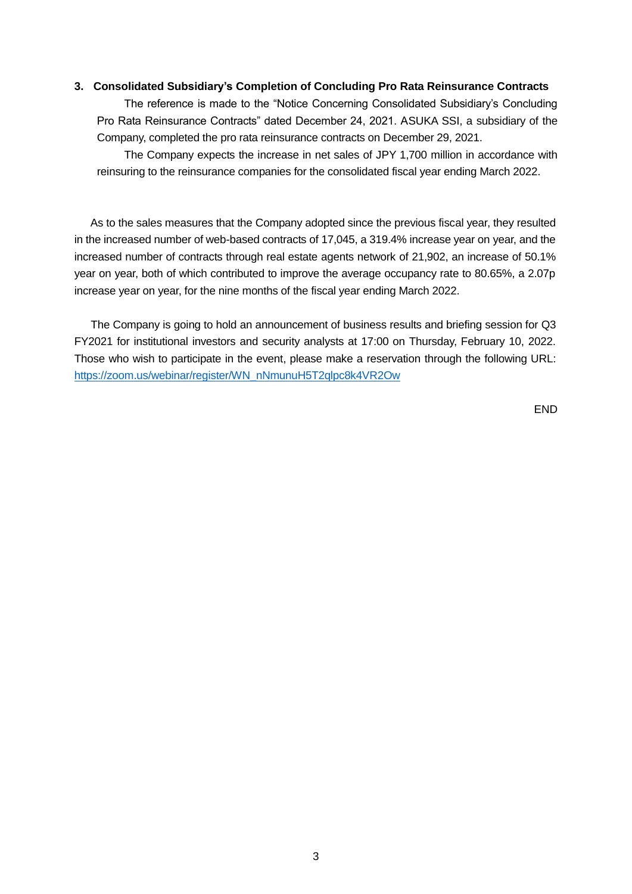### 3. Consolidated Subsidiary's Completion of Concluding Pro Rata Reinsurance Contracts

The reference is made to the "Notice Concerning Consolidated Subsidiary's Concluding Pro Rata Reinsurance Contracts" dated December 24, 2021. ASUKA SSI, a subsidiary of the Company, completed the pro rata reinsurance contracts on December 29, 2021.

The Company expects the increase in net sales of JPY 1,700 million in accordance with reinsuring to the reinsurance companies for the consolidated fiscal year ending March 2022.

As to the sales measures that the Company adopted since the previous fiscal year, they resulted in the increased number of web-based contracts of 17,045, a 319.4% increase year on year, and the increased number of contracts through real estate agents network of 21,902, an increase of 50.1% year on year, both of which contributed to improve the average occupancy rate to 80.65%, a 2.07p increase year on year, for the nine months of the fiscal year ending March 2022.

The Company is going to hold an announcement of business results and briefing session for Q3 FY2021 for institutional investors and security analysts at 17:00 on Thursday, February 10, 2022. Those who wish to participate in the event, please make a reservation through the following URL: https://zoom.us/webinar/register/WN_nNmunuH5T2qlpc8k4VR2Ow

END